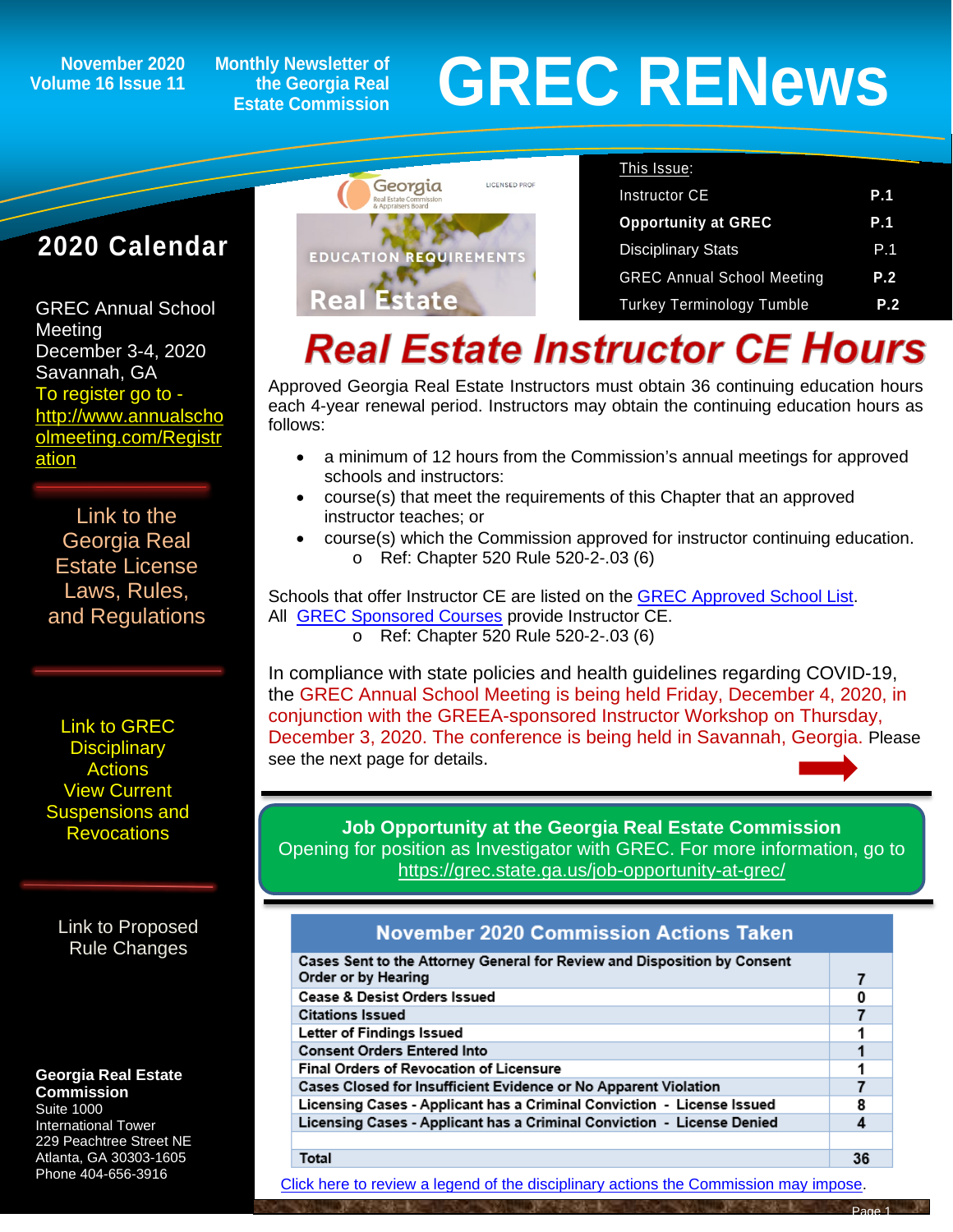November 2020
Volume 16 Issue 11

Monthly Newsletter of the Georgia Real Estate Commission

# GREC RENews

This Issue:

| | |
|---|---|
| Instructor CE | P.1 |
| **Opportunity at GREC** | **P.1** |
| Disciplinary Stats | P.1 |
| GREC Annual School Meeting | P.2 |
| Turkey Terminology Tumble | P.2 |

## 2020 Calendar

GREC Annual School Meeting
December 3-4, 2020
Savannah, GA
To register go to - http://www.annualschoolmeeting.com/Registration

Link to the Georgia Real Estate License Laws, Rules, and Regulations

Link to GREC Disciplinary Actions
View Current Suspensions and Revocations

Link to Proposed Rule Changes

**Georgia Real Estate Commission**
Suite 1000
International Tower
229 Peachtree Street NE
Atlanta, GA 30303-1605
Phone 404-656-3916

Georgia Real Estate Commission & Appraisers Board — LICENSED PROF
EDUCATION REQUIREMENTS
Real Estate

## Real Estate Instructor CE Hours

Approved Georgia Real Estate Instructors must obtain 36 continuing education hours each 4-year renewal period. Instructors may obtain the continuing education hours as follows:

- a minimum of 12 hours from the Commission's annual meetings for approved schools and instructors:
- course(s) that meet the requirements of this Chapter that an approved instructor teaches; or
- course(s) which the Commission approved for instructor continuing education.
  - Ref: Chapter 520 Rule 520-2-.03 (6)

Schools that offer Instructor CE are listed on the GREC Approved School List.
All GREC Sponsored Courses provide Instructor CE.
- Ref: Chapter 520 Rule 520-2-.03 (6)

In compliance with state policies and health guidelines regarding COVID-19, the GREC Annual School Meeting is being held Friday, December 4, 2020, in conjunction with the GREEA-sponsored Instructor Workshop on Thursday, December 3, 2020. The conference is being held in Savannah, Georgia. Please see the next page for details.

**Job Opportunity at the Georgia Real Estate Commission**
Opening for position as Investigator with GREC. For more information, go to https://grec.state.ga.us/job-opportunity-at-grec/

| November 2020 Commission Actions Taken | |
|---|---|
| Cases Sent to the Attorney General for Review and Disposition by Consent Order or by Hearing | 7 |
| Cease & Desist Orders Issued | 0 |
| Citations Issued | 7 |
| Letter of Findings Issued | 1 |
| Consent Orders Entered Into | 1 |
| Final Orders of Revocation of Licensure | 1 |
| Cases Closed for Insufficient Evidence or No Apparent Violation | 7 |
| Licensing Cases - Applicant has a Criminal Conviction - License Issued | 8 |
| Licensing Cases - Applicant has a Criminal Conviction - License Denied | 4 |
| | |
| Total | 36 |

Click here to review a legend of the disciplinary actions the Commission may impose.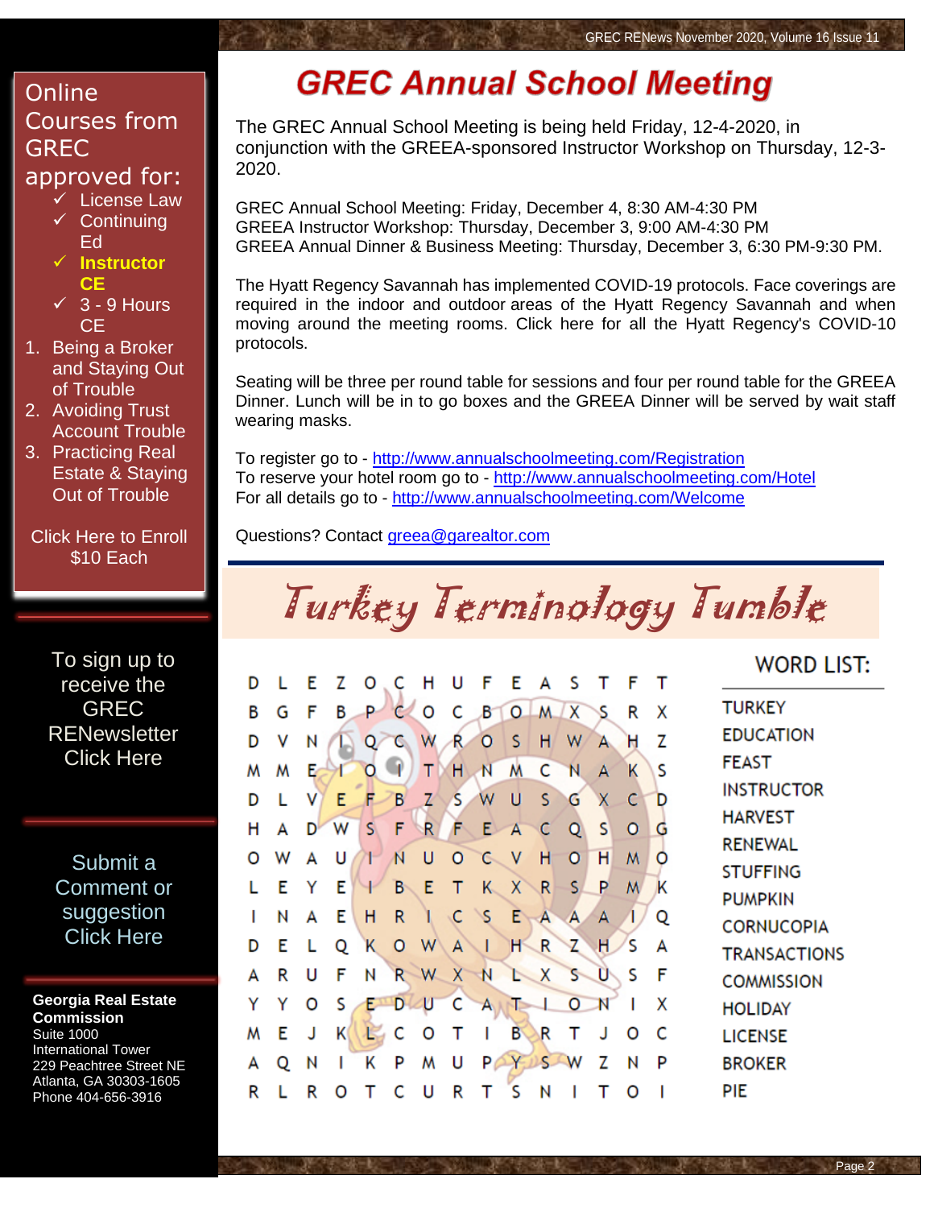Online Courses from GREC approved for:

- ✓ License Law
- ✓ Continuing Ed
- ✓ **Instructor CE**
- ✓ 3 - 9 Hours CE

1. Being a Broker and Staying Out of Trouble
2. Avoiding Trust Account Trouble
3. Practicing Real Estate & Staying Out of Trouble

Click Here to Enroll $10 Each

To sign up to receive the GREC RENewsletter Click Here

Submit a Comment or suggestion Click Here

**Georgia Real Estate Commission**
Suite 1000
International Tower
229 Peachtree Street NE
Atlanta, GA 30303-1605
Phone 404-656-3916

# GREC Annual School Meeting

The GREC Annual School Meeting is being held Friday, 12-4-2020, in conjunction with the GREEA-sponsored Instructor Workshop on Thursday, 12-3-2020.

GREC Annual School Meeting: Friday, December 4, 8:30 AM-4:30 PM
GREEA Instructor Workshop: Thursday, December 3, 9:00 AM-4:30 PM
GREEA Annual Dinner & Business Meeting: Thursday, December 3, 6:30 PM-9:30 PM.

The Hyatt Regency Savannah has implemented COVID-19 protocols. Face coverings are required in the indoor and outdoor areas of the Hyatt Regency Savannah and when moving around the meeting rooms. Click here for all the Hyatt Regency's COVID-10 protocols.

Seating will be three per round table for sessions and four per round table for the GREEA Dinner. Lunch will be in to go boxes and the GREEA Dinner will be served by wait staff wearing masks.

To register go to - http://www.annualschoolmeeting.com/Registration
To reserve your hotel room go to - http://www.annualschoolmeeting.com/Hotel
For all details go to - http://www.annualschoolmeeting.com/Welcome

Questions? Contact greea@garealtor.com

# Turkey Terminology Tumble

```
D L E Z O C H U F E A S T F T
B G F B P C O C B O M X S R X
D V N I Q C W R O S H W A H Z
M M E I O I T H N M C N A K S
D L V E F B Z S W U S G X C D
H A D W S F R F E A C Q S O G
O W A U I N U O C V H O H M O
L E Y E I B E T K X R S P M K
I N A E H R I C S E A A A I Q
D E L Q K O W A I H R Z H S A
A R U F N R W X N L X S U S F
Y Y O S E D U C A T I O N I X
M E J K L C O T I B R T J O C
A Q N I K P M U P Y S W Z N P
R L R O T C U R T S N I T O I
```

WORD LIST:

TURKEY
EDUCATION
FEAST
INSTRUCTOR
HARVEST
RENEWAL
STUFFING
PUMPKIN
CORNUCOPIA
TRANSACTIONS
COMMISSION
HOLIDAY
LICENSE
BROKER
PIE